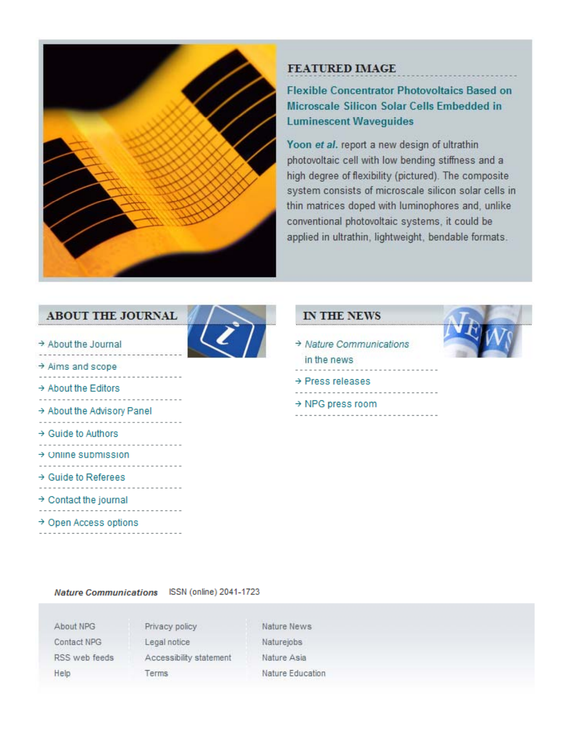## FEATURED IMAGE

### Flexible Concentrator Photovoltaics Based on Microscale Silicon Solar Cells Embedded in Luminescent Waveguides

**Yoon *et al.*** report a new design of ultrathin photovoltaic cell with low bending stiffness and a high degree of flexibility (pictured). The composite system consists of microscale silicon solar cells in thin matrices doped with luminophores and, unlike conventional photovoltaic systems, it could be applied in ultrathin, lightweight, bendable formats.

## ABOUT THE JOURNAL

- → About the Journal
- → Aims and scope
- → About the Editors
- → About the Advisory Panel
- → Guide to Authors
- → Online submission
- → Guide to Referees
- → Contact the journal
- → Open Access options

## IN THE NEWS

- → *Nature Communications* in the news
- → Press releases
- → NPG press room

***Nature Communications*** ISSN (online) 2041-1723

About NPG
Contact NPG
RSS web feeds
Help

Privacy policy
Legal notice
Accessibility statement
Terms

Nature News
Naturejobs
Nature Asia
Nature Education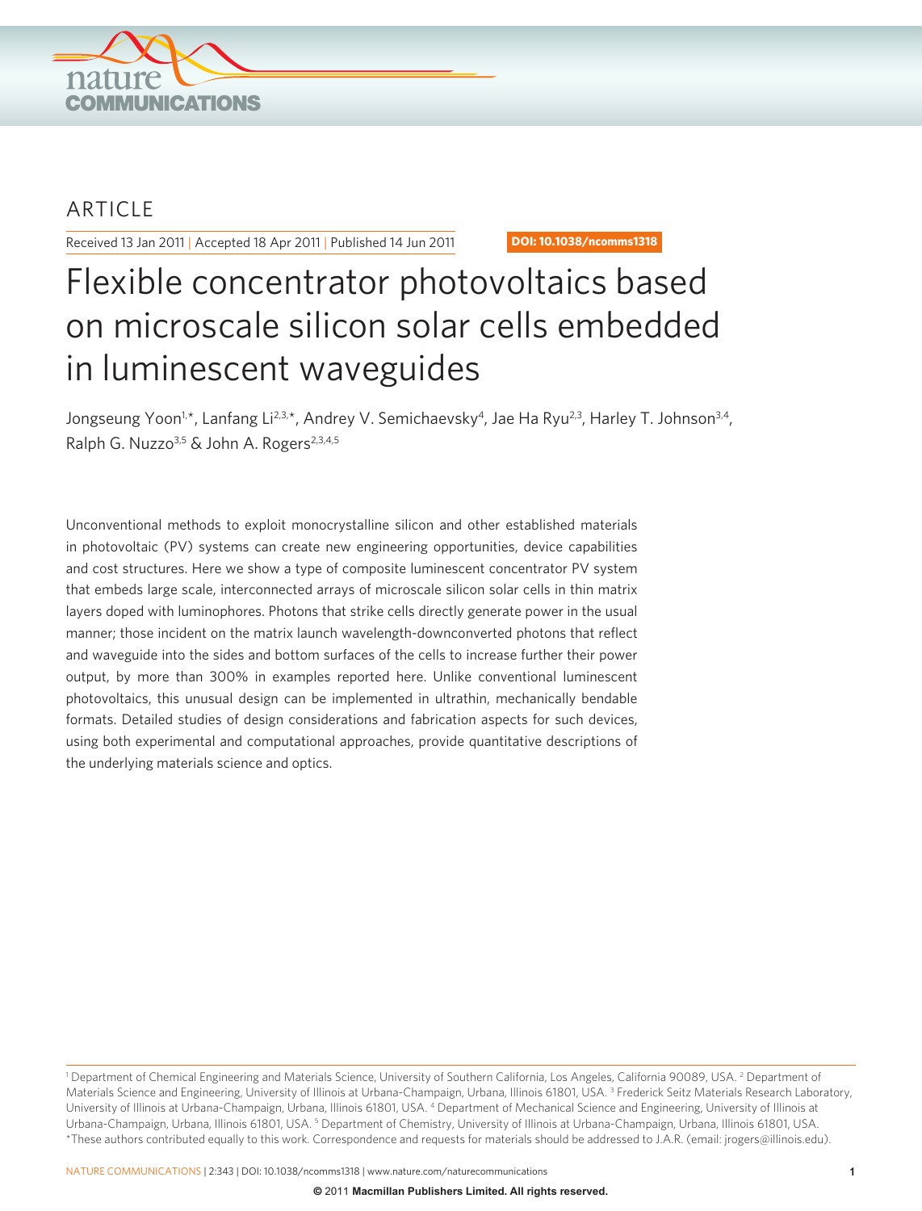ARTICLE

Received 13 Jan 2011 | Accepted 18 Apr 2011 | Published 14 Jun 2011

DOI: 10.1038/ncomms1318

# Flexible concentrator photovoltaics based on microscale silicon solar cells embedded in luminescent waveguides

Jongseung Yoon[1,*], Lanfang Li[2,3,*], Andrey V. Semichaevsky[4], Jae Ha Ryu[2,3], Harley T. Johnson[3,4], Ralph G. Nuzzo[3,5] & John A. Rogers[2,3,4,5]

Unconventional methods to exploit monocrystalline silicon and other established materials in photovoltaic (PV) systems can create new engineering opportunities, device capabilities and cost structures. Here we show a type of composite luminescent concentrator PV system that embeds large scale, interconnected arrays of microscale silicon solar cells in thin matrix layers doped with luminophores. Photons that strike cells directly generate power in the usual manner; those incident on the matrix launch wavelength-downconverted photons that reflect and waveguide into the sides and bottom surfaces of the cells to increase further their power output, by more than 300% in examples reported here. Unlike conventional luminescent photovoltaics, this unusual design can be implemented in ultrathin, mechanically bendable formats. Detailed studies of design considerations and fabrication aspects for such devices, using both experimental and computational approaches, provide quantitative descriptions of the underlying materials science and optics.

[1] Department of Chemical Engineering and Materials Science, University of Southern California, Los Angeles, California 90089, USA. [2] Department of Materials Science and Engineering, University of Illinois at Urbana-Champaign, Urbana, Illinois 61801, USA. [3] Frederick Seitz Materials Research Laboratory, University of Illinois at Urbana-Champaign, Urbana, Illinois 61801, USA. [4] Department of Mechanical Science and Engineering, University of Illinois at Urbana-Champaign, Urbana, Illinois 61801, USA. [5] Department of Chemistry, University of Illinois at Urbana-Champaign, Urbana, Illinois 61801, USA. *These authors contributed equally to this work. Correspondence and requests for materials should be addressed to J.A.R. (email: jrogers@illinois.edu).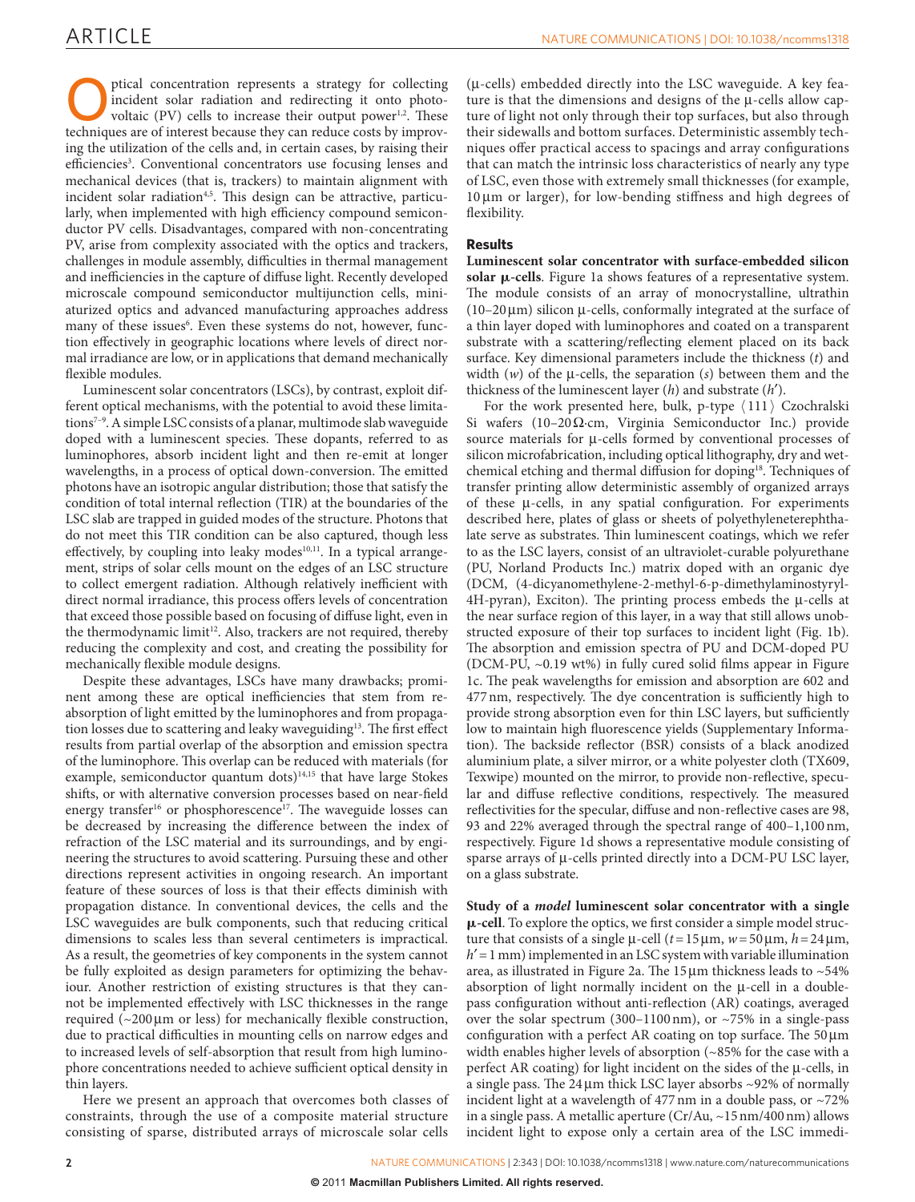Optical concentration represents a strategy for collecting incident solar radiation and redirecting it onto photovoltaic (PV) cells to increase their output power[1,2]. These techniques are of interest because they can reduce costs by improving the utilization of the cells and, in certain cases, by raising their efficiencies[3]. Conventional concentrators use focusing lenses and mechanical devices (that is, trackers) to maintain alignment with incident solar radiation[4,5]. This design can be attractive, particularly, when implemented with high efficiency compound semiconductor PV cells. Disadvantages, compared with non-concentrating PV, arise from complexity associated with the optics and trackers, challenges in module assembly, difficulties in thermal management and inefficiencies in the capture of diffuse light. Recently developed microscale compound semiconductor multijunction cells, miniaturized optics and advanced manufacturing approaches address many of these issues[6]. Even these systems do not, however, function effectively in geographic locations where levels of direct normal irradiance are low, or in applications that demand mechanically flexible modules.

Luminescent solar concentrators (LSCs), by contrast, exploit different optical mechanisms, with the potential to avoid these limitations[7–9]. A simple LSC consists of a planar, multimode slab waveguide doped with a luminescent species. These dopants, referred to as luminophores, absorb incident light and then re-emit at longer wavelengths, in a process of optical down-conversion. The emitted photons have an isotropic angular distribution; those that satisfy the condition of total internal reflection (TIR) at the boundaries of the LSC slab are trapped in guided modes of the structure. Photons that do not meet this TIR condition can be also captured, though less effectively, by coupling into leaky modes[10,11]. In a typical arrangement, strips of solar cells mount on the edges of an LSC structure to collect emergent radiation. Although relatively inefficient with direct normal irradiance, this process offers levels of concentration that exceed those possible based on focusing of diffuse light, even in the thermodynamic limit[12]. Also, trackers are not required, thereby reducing the complexity and cost, and creating the possibility for mechanically flexible module designs.

Despite these advantages, LSCs have many drawbacks; prominent among these are optical inefficiencies that stem from re-absorption of light emitted by the luminophores and from propagation losses due to scattering and leaky waveguiding[13]. The first effect results from partial overlap of the absorption and emission spectra of the luminophore. This overlap can be reduced with materials (for example, semiconductor quantum dots)[14,15] that have large Stokes shifts, or with alternative conversion processes based on near-field energy transfer[16] or phosphorescence[17]. The waveguide losses can be decreased by increasing the difference between the index of refraction of the LSC material and its surroundings, and by engineering the structures to avoid scattering. Pursuing these and other directions represent activities in ongoing research. An important feature of these sources of loss is that their effects diminish with propagation distance. In conventional devices, the cells and the LSC waveguides are bulk components, such that reducing critical dimensions to scales less than several centimeters is impractical. As a result, the geometries of key components in the system cannot be fully exploited as design parameters for optimizing the behaviour. Another restriction of existing structures is that they cannot be implemented effectively with LSC thicknesses in the range required (~200 μm or less) for mechanically flexible construction, due to practical difficulties in mounting cells on narrow edges and to increased levels of self-absorption that result from high luminophore concentrations needed to achieve sufficient optical density in thin layers.

Here we present an approach that overcomes both classes of constraints, through the use of a composite material structure consisting of sparse, distributed arrays of microscale solar cells (μ-cells) embedded directly into the LSC waveguide. A key feature is that the dimensions and designs of the μ-cells allow capture of light not only through their top surfaces, but also through their sidewalls and bottom surfaces. Deterministic assembly techniques offer practical access to spacings and array configurations that can match the intrinsic loss characteristics of nearly any type of LSC, even those with extremely small thicknesses (for example, 10 μm or larger), for low-bending stiffness and high degrees of flexibility.

## Results

**Luminescent solar concentrator with surface-embedded silicon solar μ-cells**. Figure 1a shows features of a representative system. The module consists of an array of monocrystalline, ultrathin (10–20 μm) silicon μ-cells, conformally integrated at the surface of a thin layer doped with luminophores and coated on a transparent substrate with a scattering/reflecting element placed on its back surface. Key dimensional parameters include the thickness ($t$) and width ($w$) of the μ-cells, the separation ($s$) between them and the thickness of the luminescent layer ($h$) and substrate ($h'$).

For the work presented here, bulk, p-type ⟨111⟩ Czochralski Si wafers (10–20 Ω·cm, Virginia Semiconductor Inc.) provide source materials for μ-cells formed by conventional processes of silicon microfabrication, including optical lithography, dry and wet-chemical etching and thermal diffusion for doping[18]. Techniques of transfer printing allow deterministic assembly of organized arrays of these μ-cells, in any spatial configuration. For experiments described here, plates of glass or sheets of polyethyleneterephthalate serve as substrates. Thin luminescent coatings, which we refer to as the LSC layers, consist of an ultraviolet-curable polyurethane (PU, Norland Products Inc.) matrix doped with an organic dye (DCM, (4-dicyanomethylene-2-methyl-6-p-dimethylaminostyryl-4H-pyran), Exciton). The printing process embeds the μ-cells at the near surface region of this layer, in a way that still allows unobstructed exposure of their top surfaces to incident light (Fig. 1b). The absorption and emission spectra of PU and DCM-doped PU (DCM-PU, ~0.19 wt%) in fully cured solid films appear in Figure 1c. The peak wavelengths for emission and absorption are 602 and 477 nm, respectively. The dye concentration is sufficiently high to provide strong absorption even for thin LSC layers, but sufficiently low to maintain high fluorescence yields (Supplementary Information). The backside reflector (BSR) consists of a black anodized aluminium plate, a silver mirror, or a white polyester cloth (TX609, Texwipe) mounted on the mirror, to provide non-reflective, specular and diffuse reflective conditions, respectively. The measured reflectivities for the specular, diffuse and non-reflective cases are 98, 93 and 22% averaged through the spectral range of 400–1,100 nm, respectively. Figure 1d shows a representative module consisting of sparse arrays of μ-cells printed directly into a DCM-PU LSC layer, on a glass substrate.

**Study of a *model* luminescent solar concentrator with a single μ-cell**. To explore the optics, we first consider a simple model structure that consists of a single μ-cell ($t$ = 15 μm, $w$ = 50 μm, $h$ = 24 μm, $h'$ = 1 mm) implemented in an LSC system with variable illumination area, as illustrated in Figure 2a. The 15 μm thickness leads to ~54% absorption of light normally incident on the μ-cell in a double-pass configuration without anti-reflection (AR) coatings, averaged over the solar spectrum (300–1100 nm), or ~75% in a single-pass configuration with a perfect AR coating on top surface. The 50 μm width enables higher levels of absorption (~85% for the case with a perfect AR coating) for light incident on the sides of the μ-cells, in a single pass. The 24 μm thick LSC layer absorbs ~92% of normally incident light at a wavelength of 477 nm in a double pass, or ~72% in a single pass. A metallic aperture (Cr/Au, ~15 nm/400 nm) allows incident light to expose only a certain area of the LSC immedi-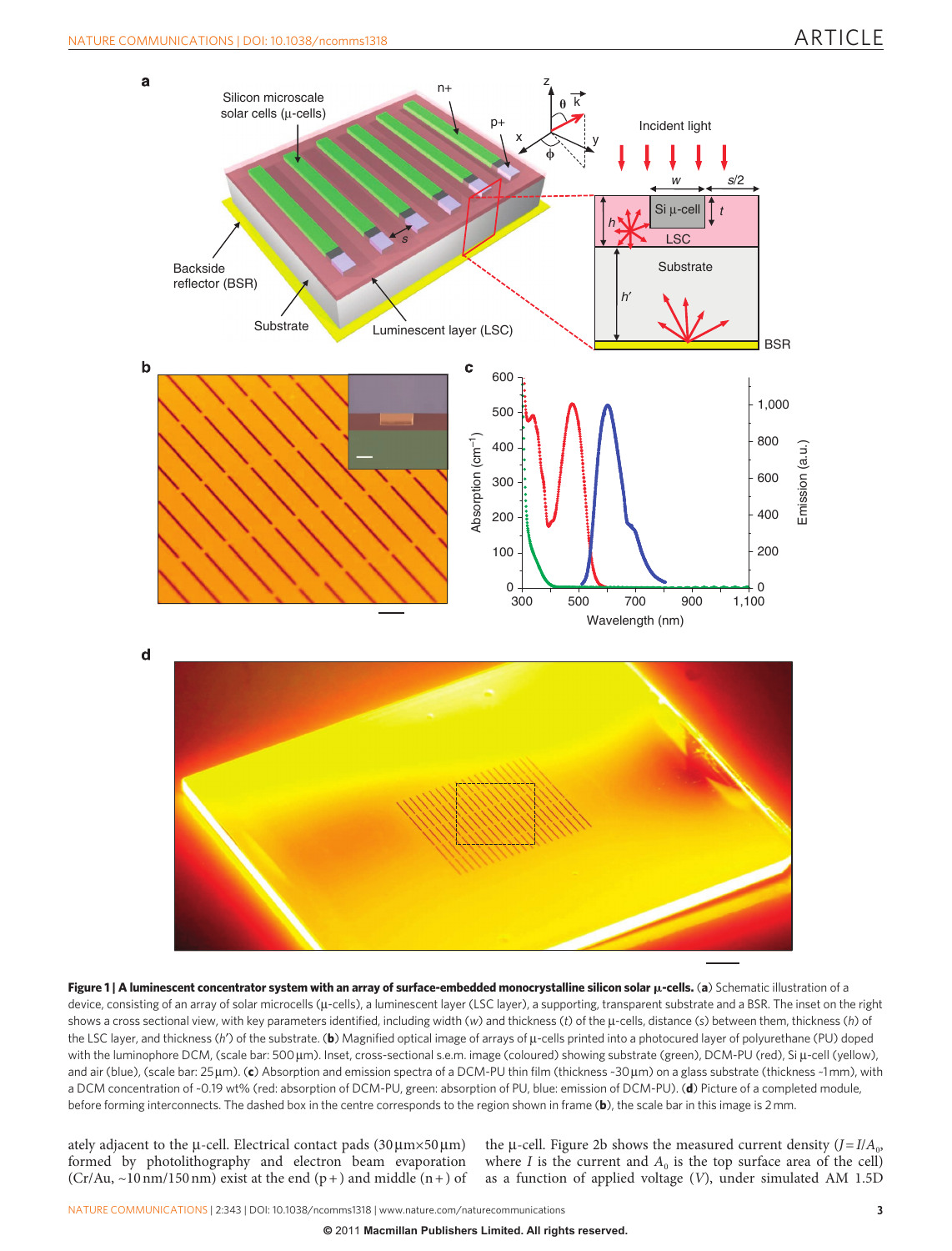**Figure 1 | A luminescent concentrator system with an array of surface-embedded monocrystalline silicon solar μ-cells.** (**a**) Schematic illustration of a device, consisting of an array of solar microcells (μ-cells), a luminescent layer (LSC layer), a supporting, transparent substrate and a BSR. The inset on the right shows a cross sectional view, with key parameters identified, including width ($w$) and thickness ($t$) of the μ-cells, distance ($s$) between them, thickness ($h$) of the LSC layer, and thickness ($h'$) of the substrate. (**b**) Magnified optical image of arrays of μ-cells printed into a photocured layer of polyurethane (PU) doped with the luminophore DCM, (scale bar: 500 μm). Inset, cross-sectional s.e.m. image (coloured) showing substrate (green), DCM-PU (red), Si μ-cell (yellow), and air (blue), (scale bar: 25 μm). (**c**) Absorption and emission spectra of a DCM-PU thin film (thickness ~30 μm) on a glass substrate (thickness ~1 mm), with a DCM concentration of ~0.19 wt% (red: absorption of DCM-PU, green: absorption of PU, blue: emission of DCM-PU). (**d**) Picture of a completed module, before forming interconnects. The dashed box in the centre corresponds to the region shown in frame (**b**), the scale bar in this image is 2 mm.

ately adjacent to the μ-cell. Electrical contact pads (30 μm×50 μm) formed by photolithography and electron beam evaporation (Cr/Au, ~10 nm/150 nm) exist at the end (p+) and middle (n+) of the μ-cell. Figure 2b shows the measured current density ($J = I/A_0$, where $I$ is the current and $A_0$ is the top surface area of the cell) as a function of applied voltage ($V$), under simulated AM 1.5D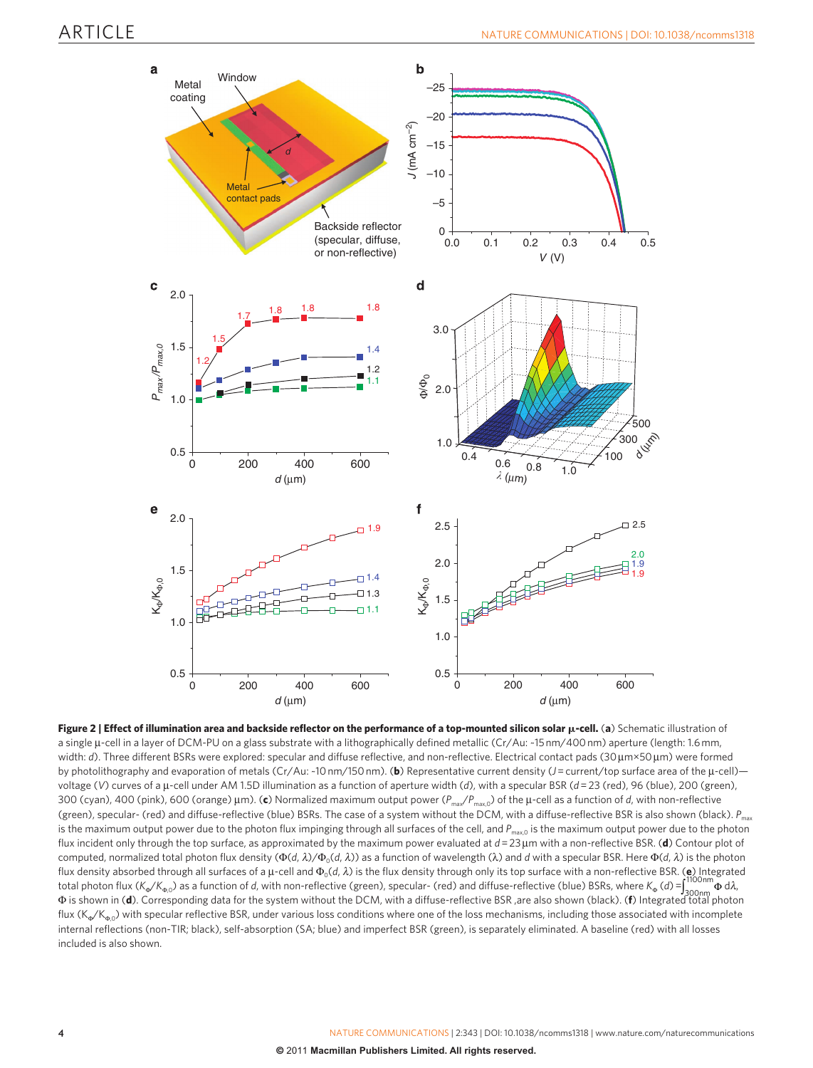**Figure 2 | Effect of illumination area and backside reflector on the performance of a top-mounted silicon solar μ-cell.** (**a**) Schematic illustration of a single μ-cell in a layer of DCM-PU on a glass substrate with a lithographically defined metallic (Cr/Au: ~15 nm/400 nm) aperture (length: 1.6 mm, width: $d$). Three different BSRs were explored: specular and diffuse reflective, and non-reflective. Electrical contact pads (30 μm×50 μm) were formed by photolithography and evaporation of metals (Cr/Au: ~10 nm/150 nm). (**b**) Representative current density ($J$ = current/top surface area of the μ-cell)—voltage ($V$) curves of a μ-cell under AM 1.5D illumination as a function of aperture width ($d$), with a specular BSR ($d$ = 23 (red), 96 (blue), 200 (green), 300 (cyan), 400 (pink), 600 (orange) μm). (**c**) Normalized maximum output power ($P_{max}/P_{max,0}$) of the μ-cell as a function of $d$, with non-reflective (green), specular- (red) and diffuse-reflective (blue) BSRs. The case of a system without the DCM, with a diffuse-reflective BSR is also shown (black). $P_{max}$ is the maximum output power due to the photon flux impinging through all surfaces of the cell, and $P_{max,0}$ is the maximum output power due to the photon flux incident only through the top surface, as approximated by the maximum power evaluated at $d$ = 23 μm with a non-reflective BSR. (**d**) Contour plot of computed, normalized total photon flux density ($\Phi(d, \lambda)/\Phi_0(d, \lambda)$) as a function of wavelength ($\lambda$) and $d$ with a specular BSR. Here $\Phi(d, \lambda)$ is the photon flux density absorbed through all surfaces of a μ-cell and $\Phi_0(d, \lambda)$ is the flux density through only its top surface with a non-reflective BSR. (**e**) Integrated total photon flux ($K_\Phi/K_{\Phi,0}$) as a function of $d$, with non-reflective (green), specular- (red) and diffuse-reflective (blue) BSRs, where $K_\Phi(d) = \int_{300\text{nm}}^{1100\text{nm}} \Phi \, d\lambda$, $\Phi$ is shown in (**d**). Corresponding data for the system without the DCM, with a diffuse-reflective BSR ,are also shown (black). (**f**) Integrated total photon flux ($K_\Phi/K_{\Phi,0}$) with specular reflective BSR, under various loss conditions where one of the loss mechanisms, including those associated with incomplete internal reflections (non-TIR; black), self-absorption (SA; blue) and imperfect BSR (green), is separately eliminated. A baseline (red) with all losses included is also shown.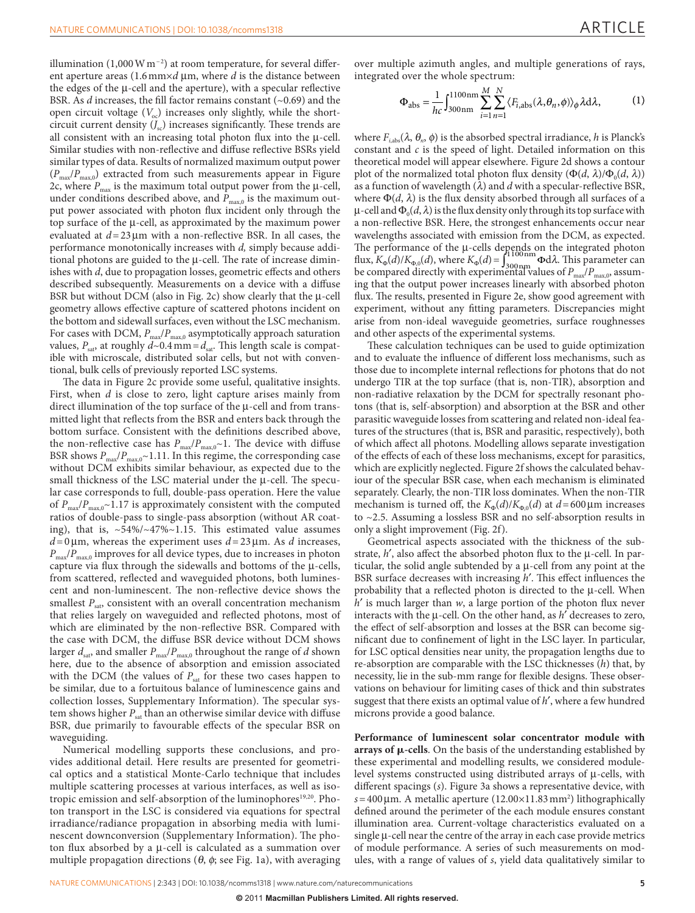illumination (1,000 W m$^{-2}$) at room temperature, for several different aperture areas (1.6 mm×$d$ μm, where $d$ is the distance between the edges of the μ-cell and the aperture), with a specular reflective BSR. As $d$ increases, the fill factor remains constant (~0.69) and the open circuit voltage ($V_{oc}$) increases only slightly, while the short-circuit current density ($J_{sc}$) increases significantly. These trends are all consistent with an increasing total photon flux into the μ-cell. Similar studies with non-reflective and diffuse reflective BSRs yield similar types of data. Results of normalized maximum output power ($P_{max}/P_{max,0}$) extracted from such measurements appear in Figure 2c, where $P_{max}$ is the maximum total output power from the μ-cell, under conditions described above, and $P_{max,0}$ is the maximum output power associated with photon flux incident only through the top surface of the μ-cell, as approximated by the maximum power evaluated at $d$ = 23 μm with a non-reflective BSR. In all cases, the performance monotonically increases with $d$, simply because additional photons are guided to the μ-cell. The rate of increase diminishes with $d$, due to propagation losses, geometric effects and others described subsequently. Measurements on a device with a diffuse BSR but without DCM (also in Fig. 2c) show clearly that the μ-cell geometry allows effective capture of scattered photons incident on the bottom and sidewall surfaces, even without the LSC mechanism. For cases with DCM, $P_{max}/P_{max,0}$ asymptotically approach saturation values, $P_{sat}$, at roughly $d$~0.4 mm = $d_{sat}$. This length scale is compatible with microscale, distributed solar cells, but not with conventional, bulk cells of previously reported LSC systems.

The data in Figure 2c provide some useful, qualitative insights. First, when $d$ is close to zero, light capture arises mainly from direct illumination of the top surface of the μ-cell and from transmitted light that reflects from the BSR and enters back through the bottom surface. Consistent with the definitions described above, the non-reflective case has $P_{max}/P_{max,0}$~1. The device with diffuse BSR shows $P_{max}/P_{max,0}$~1.11. In this regime, the corresponding case without DCM exhibits similar behaviour, as expected due to the small thickness of the LSC material under the μ-cell. The specular case corresponds to full, double-pass operation. Here the value of $P_{max}/P_{max,0}$~1.17 is approximately consistent with the computed ratios of double-pass to single-pass absorption (without AR coating), that is, ~54%/~47%~1.15. This estimated value assumes $d$ = 0 μm, whereas the experiment uses $d$ = 23 μm. As $d$ increases, $P_{max}/P_{max,0}$ improves for all device types, due to increases in photon capture via flux through the sidewalls and bottoms of the μ-cells, from scattered, reflected and waveguided photons, both luminescent and non-luminescent. The non-reflective device shows the smallest $P_{sat}$, consistent with an overall concentration mechanism that relies largely on waveguided and reflected photons, most of which are eliminated by the non-reflective BSR. Compared with the case with DCM, the diffuse BSR device without DCM shows larger $d_{sat}$, and smaller $P_{max}/P_{max,0}$ throughout the range of $d$ shown here, due to the absence of absorption and emission associated with the DCM (the values of $P_{sat}$ for these two cases happen to be similar, due to a fortuitous balance of luminescence gains and collection losses, Supplementary Information). The specular system shows higher $P_{sat}$ than an otherwise similar device with diffuse BSR, due primarily to favourable effects of the specular BSR on waveguiding.

Numerical modelling supports these conclusions, and provides additional detail. Here results are presented for geometrical optics and a statistical Monte-Carlo technique that includes multiple scattering processes at various interfaces, as well as isotropic emission and self-absorption of the luminophores[19,20]. Photon transport in the LSC is considered via equations for spectral irradiance/radiance propagation in absorbing media with luminescent downconversion (Supplementary Information). The photon flux absorbed by a μ-cell is calculated as a summation over multiple propagation directions ($\theta$, $\phi$; see Fig. 1a), with averaging over multiple azimuth angles, and multiple generations of rays, integrated over the whole spectrum:

$$\Phi_{abs} = \frac{1}{hc}\int_{300\text{nm}}^{1100\text{nm}} \sum_{i=1}^{M}\sum_{n=1}^{N} \langle F_{i,abs}(\lambda,\theta_n,\phi)\rangle_{\phi}\,\lambda \mathrm{d}\lambda, \tag{1}$$

where $F_{i,abs}(\lambda, \theta_n, \phi)$ is the absorbed spectral irradiance, $h$ is Planck's constant and $c$ is the speed of light. Detailed information on this theoretical model will appear elsewhere. Figure 2d shows a contour plot of the normalized total photon flux density ($\Phi(d, \lambda)/\Phi_0(d, \lambda)$) as a function of wavelength ($\lambda$) and $d$ with a specular-reflective BSR, where $\Phi(d, \lambda)$ is the flux density absorbed through all surfaces of a μ-cell and $\Phi_0(d, \lambda)$ is the flux density only through its top surface with a non-reflective BSR. Here, the strongest enhancements occur near wavelengths associated with emission from the DCM, as expected. The performance of the μ-cells depends on the integrated photon flux, $K_{\Phi}(d)/K_{\Phi,0}(d)$, where $K_{\Phi}(d) = \int_{300\text{nm}}^{1100\text{nm}} \Phi \mathrm{d}\lambda$. This parameter can be compared directly with experimental values of $P_{max}/P_{max,0}$, assuming that the output power increases linearly with absorbed photon flux. The results, presented in Figure 2e, show good agreement with experiment, without any fitting parameters. Discrepancies might arise from non-ideal waveguide geometries, surface roughnesses and other aspects of the experimental systems.

These calculation techniques can be used to guide optimization and to evaluate the influence of different loss mechanisms, such as those due to incomplete internal reflections for photons that do not undergo TIR at the top surface (that is, non-TIR), absorption and non-radiative relaxation by the DCM for spectrally resonant photons (that is, self-absorption) and absorption at the BSR and other parasitic waveguide losses from scattering and related non-ideal features of the structures (that is, BSR and parasitic, respectively), both of which affect all photons. Modelling allows separate investigation of the effects of each of these loss mechanisms, except for parasitics, which are explicitly neglected. Figure 2f shows the calculated behaviour of the specular BSR case, when each mechanism is eliminated separately. Clearly, the non-TIR loss dominates. When the non-TIR mechanism is turned off, the $K_{\Phi}(d)/K_{\Phi,0}(d)$ at $d$ = 600 μm increases to ~2.5. Assuming a lossless BSR and no self-absorption results in only a slight improvement (Fig. 2f).

Geometrical aspects associated with the thickness of the substrate, $h'$, also affect the absorbed photon flux to the μ-cell. In particular, the solid angle subtended by a μ-cell from any point at the BSR surface decreases with increasing $h'$. This effect influences the probability that a reflected photon is directed to the μ-cell. When $h'$ is much larger than $w$, a large portion of the photon flux never interacts with the μ-cell. On the other hand, as $h'$ decreases to zero, the effect of self-absorption and losses at the BSR can become significant due to confinement of light in the LSC layer. In particular, for LSC optical densities near unity, the propagation lengths due to re-absorption are comparable with the LSC thicknesses ($h$) that, by necessity, lie in the sub-mm range for flexible designs. These observations on behaviour for limiting cases of thick and thin substrates suggest that there exists an optimal value of $h'$, where a few hundred microns provide a good balance.

**Performance of luminescent solar concentrator module with arrays of μ-cells**. On the basis of the understanding established by these experimental and modelling results, we considered module-level systems constructed using distributed arrays of μ-cells, with different spacings ($s$). Figure 3a shows a representative device, with $s$ = 400 μm. A metallic aperture (12.00×11.83 mm$^2$) lithographically defined around the perimeter of the each module ensures constant illumination area. Current-voltage characteristics evaluated on a single μ-cell near the centre of the array in each case provide metrics of module performance. A series of such measurements on modules, with a range of values of $s$, yield data qualitatively similar to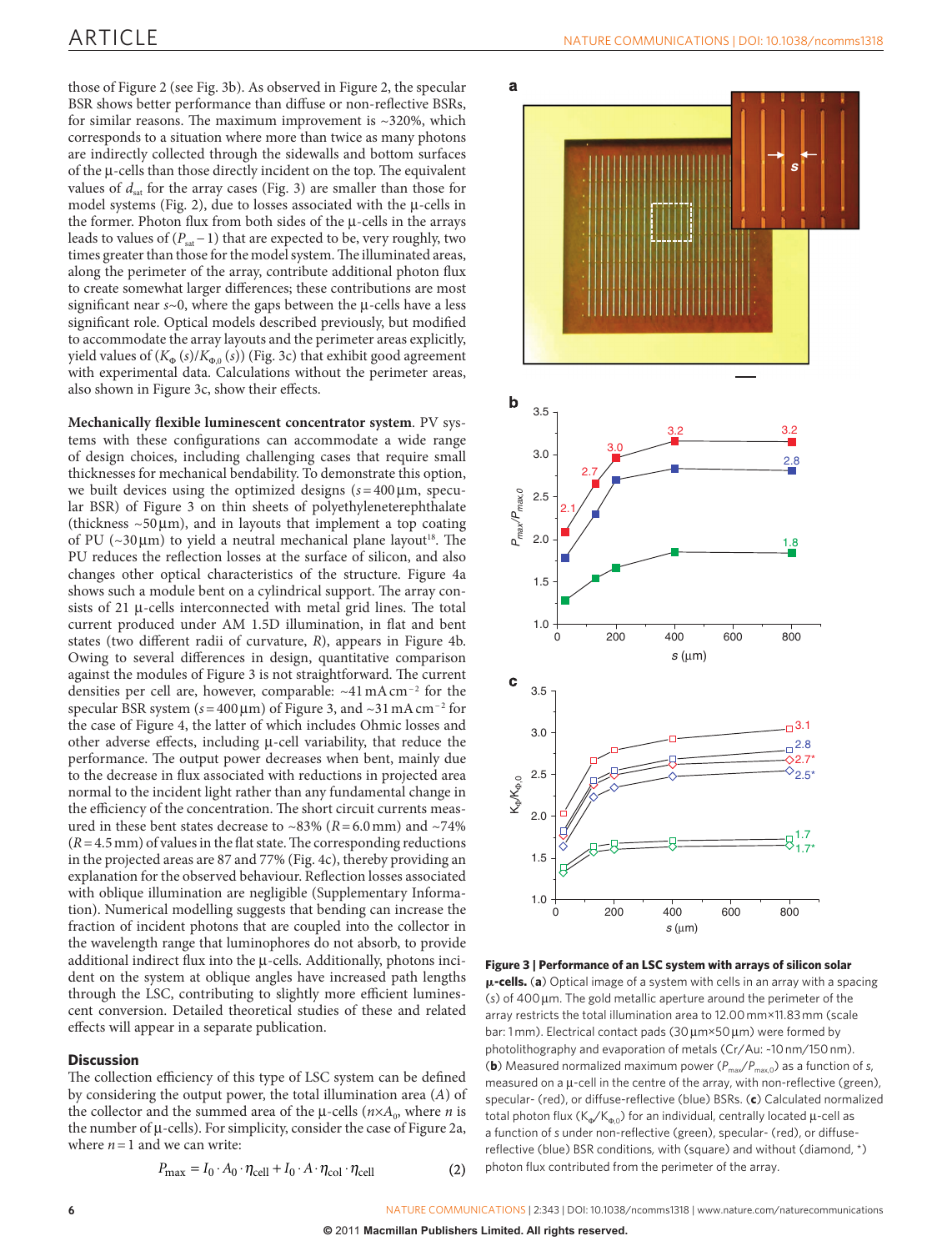those of Figure 2 (see Fig. 3b). As observed in Figure 2, the specular BSR shows better performance than diffuse or non-reflective BSRs, for similar reasons. The maximum improvement is ~320%, which corresponds to a situation where more than twice as many photons are indirectly collected through the sidewalls and bottom surfaces of the μ-cells than those directly incident on the top. The equivalent values of $d_{sat}$ for the array cases (Fig. 3) are smaller than those for model systems (Fig. 2), due to losses associated with the μ-cells in the former. Photon flux from both sides of the μ-cells in the arrays leads to values of ($P_{sat}-1$) that are expected to be, very roughly, two times greater than those for the model system. The illuminated areas, along the perimeter of the array, contribute additional photon flux to create somewhat larger differences; these contributions are most significant near $s$~0, where the gaps between the μ-cells have a less significant role. Optical models described previously, but modified to accommodate the array layouts and the perimeter areas explicitly, yield values of ($K_\Phi(s)/K_{\Phi,0}(s)$) (Fig. 3c) that exhibit good agreement with experimental data. Calculations without the perimeter areas, also shown in Figure 3c, show their effects.

**Mechanically flexible luminescent concentrator system.** PV systems with these configurations can accommodate a wide range of design choices, including challenging cases that require small thicknesses for mechanical bendability. To demonstrate this option, we built devices using the optimized designs ($s$=400 μm, specular BSR) of Figure 3 on thin sheets of polyethyleneterephthalate (thickness ~50 μm), and in layouts that implement a top coating of PU (~30 μm) to yield a neutral mechanical plane layout[18]. The PU reduces the reflection losses at the surface of silicon, and also changes other optical characteristics of the structure. Figure 4a shows such a module bent on a cylindrical support. The array consists of 21 μ-cells interconnected with metal grid lines. The total current produced under AM 1.5D illumination, in flat and bent states (two different radii of curvature, $R$), appears in Figure 4b. Owing to several differences in design, quantitative comparison against the modules of Figure 3 is not straightforward. The current densities per cell are, however, comparable: ~41 mA cm$^{-2}$ for the specular BSR system ($s$=400 μm) of Figure 3, and ~31 mA cm$^{-2}$ for the case of Figure 4, the latter of which includes Ohmic losses and other adverse effects, including μ-cell variability, that reduce the performance. The output power decreases when bent, mainly due to the decrease in flux associated with reductions in projected area normal to the incident light rather than any fundamental change in the efficiency of the concentration. The short circuit currents measured in these bent states decrease to ~83% ($R$=6.0 mm) and ~74% ($R$=4.5 mm) of values in the flat state. The corresponding reductions in the projected areas are 87 and 77% (Fig. 4c), thereby providing an explanation for the observed behaviour. Reflection losses associated with oblique illumination are negligible (Supplementary Information). Numerical modelling suggests that bending can increase the fraction of incident photons that are coupled into the collector in the wavelength range that luminophores do not absorb, to provide additional indirect flux into the μ-cells. Additionally, photons incident on the system at oblique angles have increased path lengths through the LSC, contributing to slightly more efficient luminescent conversion. Detailed theoretical studies of these and related effects will appear in a separate publication.

## Discussion

The collection efficiency of this type of LSC system can be defined by considering the output power, the total illumination area ($A$) of the collector and the summed area of the μ-cells ($n\times A_0$, where $n$ is the number of μ-cells). For simplicity, consider the case of Figure 2a, where $n$=1 and we can write:

$$P_{\max} = I_0 \cdot A_0 \cdot \eta_{\text{cell}} + I_0 \cdot A \cdot \eta_{\text{col}} \cdot \eta_{\text{cell}} \qquad (2)$$

**Figure 3 | Performance of an LSC system with arrays of silicon solar μ-cells.** (**a**) Optical image of a system with cells in an array with a spacing ($s$) of 400 μm. The gold metallic aperture around the perimeter of the array restricts the total illumination area to 12.00 mm×11.83 mm (scale bar: 1 mm). Electrical contact pads (30 μm×50 μm) were formed by photolithography and evaporation of metals (Cr/Au: ~10 nm/150 nm). (**b**) Measured normalized maximum power ($P_{max}/P_{max,0}$) as a function of $s$, measured on a μ-cell in the centre of the array, with non-reflective (green), specular- (red), or diffuse-reflective (blue) BSRs. (**c**) Calculated total photon flux ($K_\Phi/K_{\Phi,0}$) for an individual, centrally located μ-cell as a function of $s$ under non-reflective (green), specular- (red), or diffuse-reflective (blue) BSR conditions, with (square) and without (diamond, *) photon flux contributed from the perimeter of the array.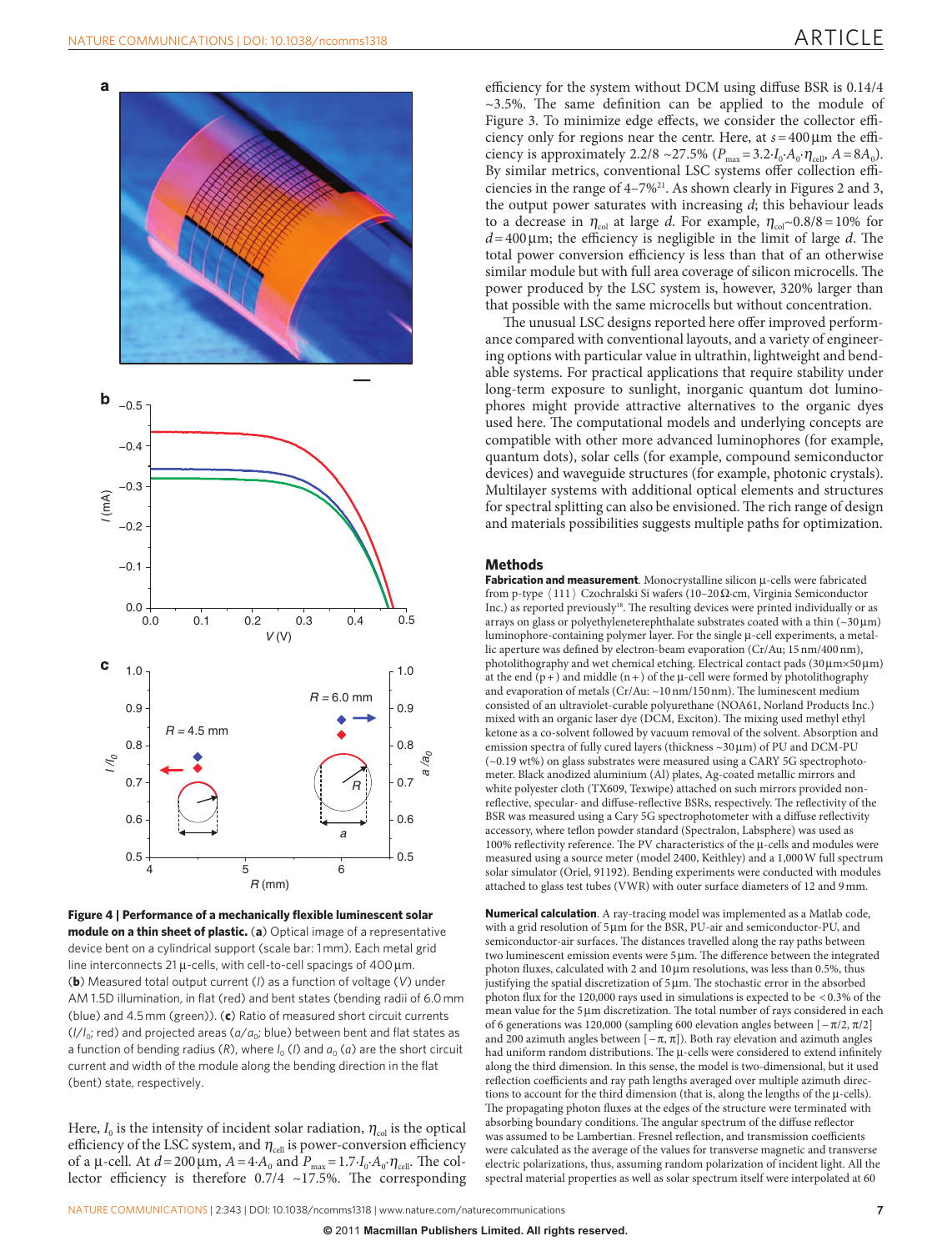**Figure 4 | Performance of a mechanically flexible luminescent solar module on a thin sheet of plastic.** (**a**) Optical image of a representative device bent on a cylindrical support (scale bar: 1 mm). Each metal grid line interconnects 21 μ-cells, with cell-to-cell spacings of 400 μm. (**b**) Measured total output current ($I$) as a function of voltage ($V$) under AM 1.5D illumination, in flat (red) and bent states (bending radii of 6.0 mm (blue) and 4.5 mm (green)). (**c**) Ratio of measured short circuit currents ($I/I_0$; red) and projected areas ($a/a_0$; blue) between bent and flat states as a function of bending radius ($R$), where $I_0$ ($I$) and $a_0$ ($a$) are the short circuit current and width of the module along the bending direction in the flat (bent) state, respectively.

Here, $I_0$ is the intensity of incident solar radiation, $\eta_{col}$ is the optical efficiency of the LSC system, and $\eta_{cell}$ is power-conversion efficiency of a μ-cell. At $d = 200\,\mu m$, $A = 4 \cdot A_0$ and $P_{max} = 1.7 \cdot I_0 \cdot A_0 \cdot \eta_{cell}$. The collector efficiency is therefore 0.7/4 ~17.5%. The corresponding efficiency for the system without DCM using diffuse BSR is 0.14/4 ~3.5%. The same definition can be applied to the module of Figure 3. To minimize edge effects, we consider the collector efficiency only for regions near the centr. Here, at $s = 400\,\mu m$ the efficiency is approximately 2.2/8 ~27.5% ($P_{max} = 3.2 \cdot I_0 \cdot A_0 \cdot \eta_{cell}$, $A = 8A_0$). By similar metrics, conventional LSC systems offer collection efficiencies in the range of 4–7%[21]. As shown clearly in Figures 2 and 3, the output power saturates with increasing $d$; this behaviour leads to a decrease in $\eta_{col}$ at large $d$. For example, $\eta_{col}$~0.8/8 = 10% for $d = 400\,\mu m$; the efficiency is negligible in the limit of large $d$. The total power conversion efficiency is less than that of an otherwise similar module but with full area coverage of silicon microcells. The power produced by the LSC system is, however, 320% larger than that possible with the same microcells but without concentration.

The unusual LSC designs reported here offer improved performance compared with conventional layouts, and a variety of engineering options with particular value in ultrathin, lightweight and bendable systems. For practical applications that require stability under long-term exposure to sunlight, inorganic quantum dot luminophores might provide attractive alternatives to the organic dyes used here. The computational models and underlying concepts are compatible with other more advanced luminophores (for example, quantum dots), solar cells (for example, compound semiconductor devices) and waveguide structures (for example, photonic crystals). Multilayer systems with additional optical elements and structures for spectral splitting can also be envisioned. The rich range of design and materials possibilities suggests multiple paths for optimization.

## Methods

**Fabrication and measurement**. Monocrystalline silicon μ-cells were fabricated from p-type ⟨111⟩ Czochralski Si wafers (10–20 Ω·cm, Virginia Semiconductor Inc.) as reported previously[18]. The resulting devices were printed individually or as arrays on glass or polyethyleneterephthalate substrates coated with a thin (~30 μm) luminophore-containing polymer layer. For the single μ-cell experiments, a metallic aperture was defined by electron-beam evaporation (Cr/Au; 15 nm/400 nm), photolithography and wet chemical etching. Electrical contact pads (30 μm×50 μm) at the end (p+) and middle (n+) of the μ-cell were formed by photolithography and evaporation of metals (Cr/Au: ~10 nm/150 nm). The luminescent medium consisted of an ultraviolet-curable polyurethane (NOA61, Norland Products Inc.) mixed with an organic laser dye (DCM, Exciton). The mixing used methyl ethyl ketone as a co-solvent followed by vacuum removal of the solvent. Absorption and emission spectra of fully cured layers (thickness ~30 μm) of PU and DCM-PU (~0.19 wt%) on glass substrates were measured using a CARY 5G spectrophotometer. Black anodized aluminium (Al) plates, Ag-coated metallic mirrors and white polyester cloth (TX609, Texwipe) attached on such mirrors provided non-reflective, specular- and diffuse-reflective BSRs, respectively. The reflectivity of the BSR was measured using a Cary 5G spectrophotometer with a diffuse reflectivity accessory, where teflon powder standard (Spectralon, Labsphere) was used as 100% reflectivity reference. The PV characteristics of the μ-cells and modules were measured using a source meter (model 2400, Keithley) and a 1,000 W full spectrum solar simulator (Oriel, 91192). Bending experiments were conducted with modules attached to glass test tubes (VWR) with outer surface diameters of 12 and 9 mm.

**Numerical calculation**. A ray-tracing model was implemented as a Matlab code, with a grid resolution of 5 μm for the BSR, PU-air and semiconductor-PU, and semiconductor-air surfaces. The distances travelled along the ray paths between two luminescent emission events were 5 μm. The difference between the integrated photon fluxes, calculated with 2 and 10 μm resolutions, was less than 0.5%, thus justifying the spatial discretization of 5 μm. The stochastic error in the absorbed photon flux for the 120,000 rays used in simulations is expected to be < 0.3% of the mean value for the 5 μm discretization. The total number of rays considered in each of 6 generations was 120,000 (sampling 600 elevation angles between [−π/2, π/2] and 200 azimuth angles between [−π, π]). Both ray elevation and azimuth angles had uniform random distributions. The μ-cells were considered to extend infinitely along the third dimension. In this sense, the model is two-dimensional, but it used reflection coefficients and ray path lengths averaged over multiple azimuth directions to account for the third dimension (that is, along the lengths of the μ-cells). The propagating photon fluxes at the edges of the structure were terminated with absorbing boundary conditions. The angular spectrum of the diffuse reflector was assumed to be Lambertian. Fresnel reflection, and transmission coefficients were calculated as the average of the values for transverse magnetic and transverse electric polarizations, thus, assuming random polarization of incident light. All the spectral material properties as well as solar spectrum itself were interpolated at 60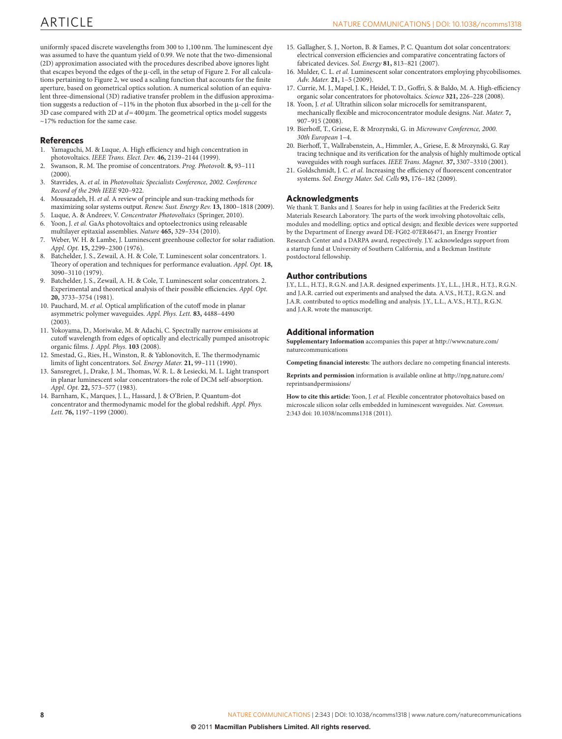uniformly spaced discrete wavelengths from 300 to 1,100 nm. The luminescent dye was assumed to have the quantum yield of 0.99. We note that the two-dimensional (2D) approximation associated with the procedures described above ignores light that escapes beyond the edges of the μ-cell, in the setup of Figure 2. For all calculations pertaining to Figure 2, we used a scaling function that accounts for the finite aperture, based on geometrical optics solution. A numerical solution of an equivalent three-dimensional (3D) radiative transfer problem in the diffusion approximation suggests a reduction of ~11% in the photon flux absorbed in the μ-cell for the 3D case compared with 2D at $d = 400\,\mu m$. The geometrical optics model suggests ~17% reduction for the same case.

## References

1. Yamaguchi, M. & Luque, A. High efficiency and high concentration in photovoltaics. *IEEE Trans. Elect. Dev.* **46,** 2139–2144 (1999).
2. Swanson, R. M. The promise of concentrators. *Prog. Photovolt.* **8,** 93–111 (2000).
3. Stavrides, A. *et al.* in *Photovoltaic Specialists Conference, 2002. Conference Record of the 29th IEEE* 920–922.
4. Mousazadeh, H. *et al.* A review of principle and sun-tracking methods for maximizing solar systems output. *Renew. Sust. Energy Rev.* **13,** 1800–1818 (2009).
5. Luque, A. & Andreev, V. *Concentrator Photovoltaics* (Springer, 2010).
6. Yoon, J. *et al.* GaAs photovoltaics and optoelectronics using releasable multilayer epitaxial assemblies. *Nature* **465,** 329–334 (2010).
7. Weber, W. H. & Lambe, J. Luminescent greenhouse collector for solar radiation. *Appl. Opt.* **15,** 2299–2300 (1976).
8. Batchelder, J. S., Zewail, A. H. & Cole, T. Luminescent solar concentrators. 1. Theory of operation and techniques for performance evaluation. *Appl. Opt.* **18,** 3090–3110 (1979).
9. Batchelder, J. S., Zewail, A. H. & Cole, T. Luminescent solar concentrators. 2. Experimental and theoretical analysis of their possible efficiencies. *Appl. Opt.* **20,** 3733–3754 (1981).
10. Pauchard, M. *et al.* Optical amplification of the cutoff mode in planar asymmetric polymer waveguides. *Appl. Phys. Lett.* **83,** 4488–4490 (2003).
11. Yokoyama, D., Moriwake, M. & Adachi, C. Spectrally narrow emissions at cutoff wavelength from edges of optically and electrically pumped anisotropic organic films. *J. Appl. Phys.* **103** (2008).
12. Smestad, G., Ries, H., Winston, R. & Yablonovitch, E. The thermodynamic limits of light concentrators. *Sol. Energy Mater.* **21,** 99–111 (1990).
13. Sansregret, J., Drake, J. M., Thomas, W. R. L. & Lesiecki, M. L. Light transport in planar luminescent solar concentrators-the role of DCM self-absorption. *Appl. Opt.* **22,** 573–577 (1983).
14. Barnham, K., Marques, J. L., Hassard, J. & O'Brien, P. Quantum-dot concentrator and thermodynamic model for the global redshift. *Appl. Phys. Lett.* **76,** 1197–1199 (2000).
15. Gallagher, S. J., Norton, B. & Eames, P. C. Quantum dot solar concentrators: electrical conversion efficiencies and comparative concentrating factors of fabricated devices. *Sol. Energy* **81,** 813–821 (2007).
16. Mulder, C. L. *et al.* Luminescent solar concentrators employing phycobilisomes. *Adv. Mater.* **21,** 1–5 (2009).
17. Currie, M. J., Mapel, J. K., Heidel, T. D., Goffri, S. & Baldo, M. A. High-efficiency organic solar concentrators for photovoltaics. *Science* **321,** 226–228 (2008).
18. Yoon, J. *et al.* Ultrathin silicon solar microcells for semitransparent, mechanically flexible and microconcentrator module designs. *Nat. Mater.* **7,** 907–915 (2008).
19. Bierhoff, T., Griese, E. & Mrozynski, G. in *Microwave Conference, 2000. 30th European* 1–4.
20. Bierhoff, T., Wallrabenstein, A., Himmler, A., Griese, E. & Mrozynski, G. Ray tracing technique and its verification for the analysis of highly multimode optical waveguides with rough surfaces. *IEEE Trans. Magnet.* **37,** 3307–3310 (2001).
21. Goldschmidt, J. C. *et al.* Increasing the efficiency of fluorescent concentrator systems. *Sol. Energy Mater. Sol. Cells* **93,** 176–182 (2009).

## Acknowledgments

We thank T. Banks and J. Soares for help in using facilities at the Frederick Seitz Materials Research Laboratory. The parts of the work involving photovoltaic cells, modules and modelling; optics and optical design; and flexible devices were supported by the Department of Energy award DE-FG02-07ER46471, an Energy Frontier Research Center and a DARPA award, respectively. J.Y. acknowledges support from a startup fund at University of Southern California, and a Beckman Institute postdoctoral fellowship.

## Author contributions

J.Y., L.L., H.T.J., R.G.N. and J.A.R. designed experiments. J.Y., L.L., J.H.R., H.T.J., R.G.N. and J.A.R. carried out experiments and analysed the data. A.V.S., H.T.J., R.G.N. and J.A.R. contributed to optics modelling and analysis. J.Y., L.L., A.V.S., H.T.J., R.G.N. and J.A.R. wrote the manuscript.

## Additional information

**Supplementary Information** accompanies this paper at http://www.nature.com/naturecommunications

**Competing financial interests:** The authors declare no competing financial interests.

**Reprints and permission** information is available online at http://npg.nature.com/reprintsandpermissions/

**How to cite this article:** Yoon, J. *et al.* Flexible concentrator photovoltaics based on microscale silicon solar cells embedded in luminescent waveguides. *Nat. Commun.* 2:343 doi: 10.1038/ncomms1318 (2011).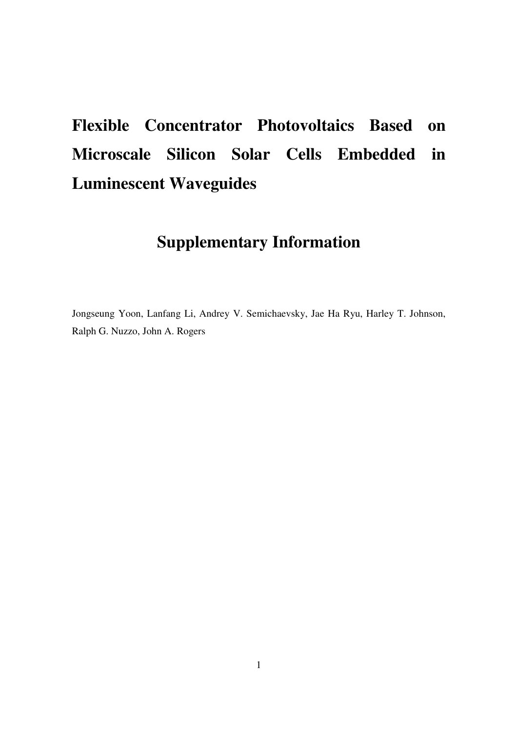# Flexible Concentrator Photovoltaics Based on Microscale Silicon Solar Cells Embedded in Luminescent Waveguides

## Supplementary Information

Jongseung Yoon, Lanfang Li, Andrey V. Semichaevsky, Jae Ha Ryu, Harley T. Johnson, Ralph G. Nuzzo, John A. Rogers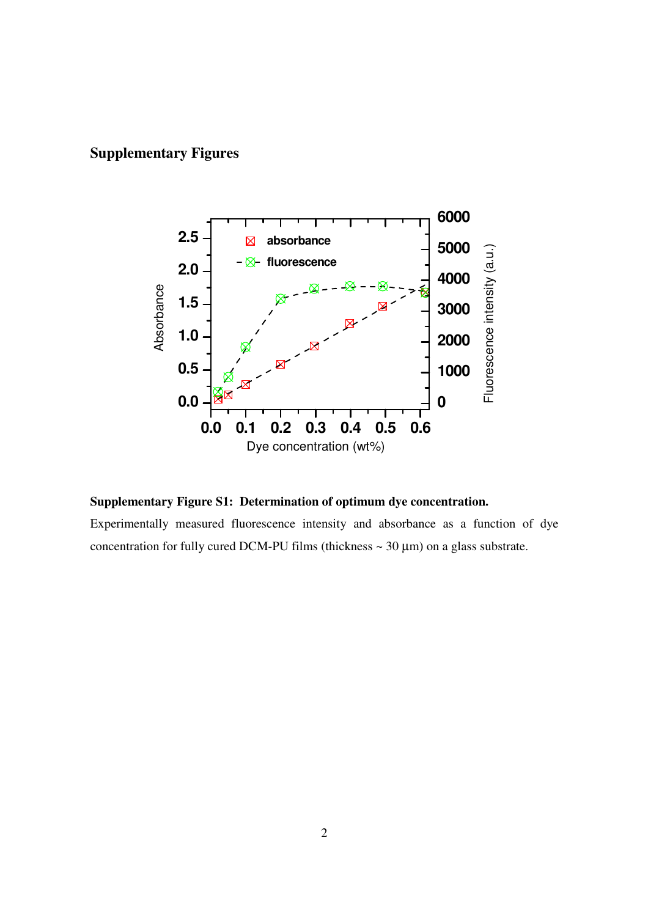# Supplementary Figures

**Supplementary Figure S1: Determination of optimum dye concentration.**

Experimentally measured fluorescence intensity and absorbance as a function of dye concentration for fully cured DCM-PU films (thickness ~ 30 μm) on a glass substrate.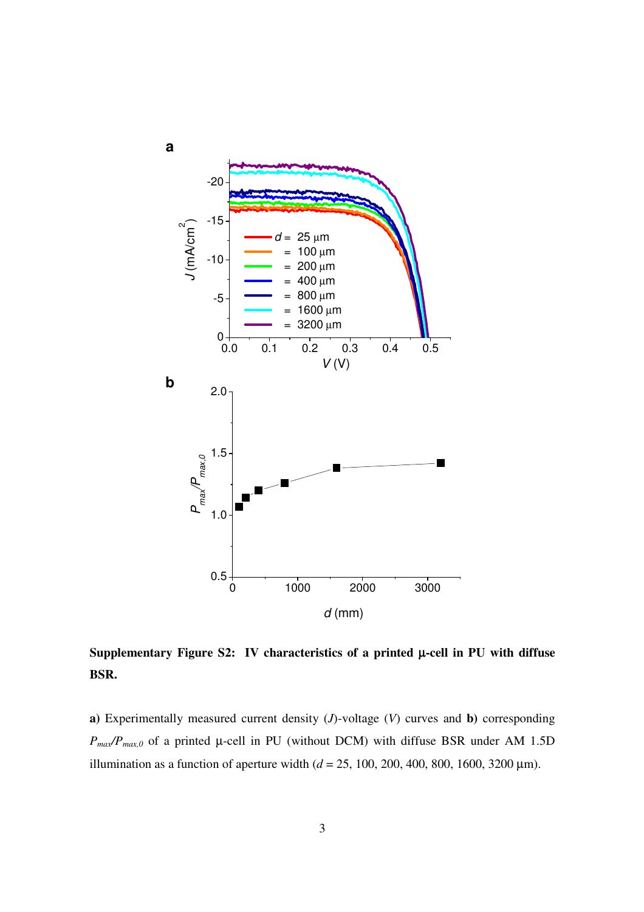**Supplementary Figure S2: IV characteristics of a printed μ-cell in PU with diffuse BSR.**

**a)** Experimentally measured current density ($J$)-voltage ($V$) curves and **b)** corresponding $P_{max}/P_{max,0}$ of a printed μ-cell in PU (without DCM) with diffuse BSR under AM 1.5D illumination as a function of aperture width ($d$ = 25, 100, 200, 400, 800, 1600, 3200 μm).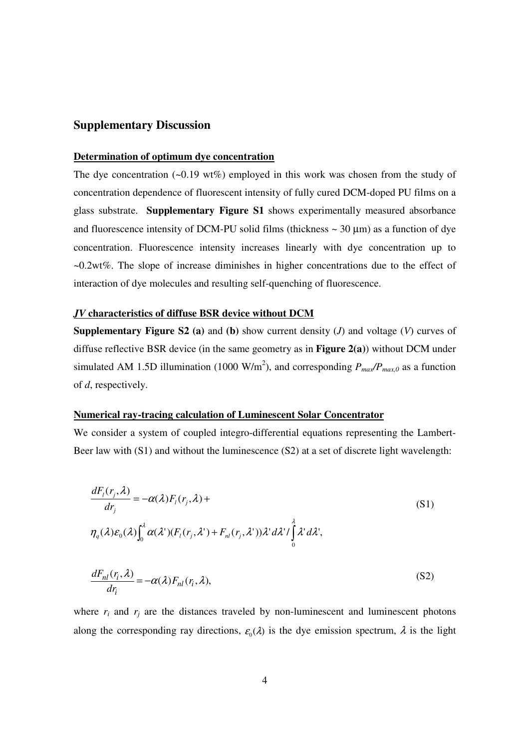## Supplementary Discussion

### Determination of optimum dye concentration

The dye concentration (~0.19 wt%) employed in this work was chosen from the study of concentration dependence of fluorescent intensity of fully cured DCM-doped PU films on a glass substrate. **Supplementary Figure S1** shows experimentally measured absorbance and fluorescence intensity of DCM-PU solid films (thickness ~ 30 μm) as a function of dye concentration. Fluorescence intensity increases linearly with dye concentration up to ~0.2wt%. The slope of increase diminishes in higher concentrations due to the effect of interaction of dye molecules and resulting self-quenching of fluorescence.

### *JV* characteristics of diffuse BSR device without DCM

**Supplementary Figure S2 (a)** and **(b)** show current density (*J*) and voltage (*V*) curves of diffuse reflective BSR device (in the same geometry as in **Figure 2(a)**) without DCM under simulated AM 1.5D illumination (1000 W/m$^2$), and corresponding $P_{max}/P_{max,0}$ as a function of *d*, respectively.

### Numerical ray-tracing calculation of Luminescent Solar Concentrator

We consider a system of coupled integro-differential equations representing the Lambert-Beer law with (S1) and without the luminescence (S2) at a set of discrete light wavelength:

$$\frac{dF_l(r_j,\lambda)}{dr_j} = -\alpha(\lambda)F_l(r_j,\lambda) + \eta_q(\lambda)\varepsilon_0(\lambda)\int_0^{\lambda}\alpha(\lambda')(F_l(r_j,\lambda') + F_{nl}(r_j,\lambda'))\lambda' d\lambda' / \int_0^{\lambda}\lambda' d\lambda', \tag{S1}$$

$$\frac{dF_{nl}(r_i,\lambda)}{dr_i} = -\alpha(\lambda)F_{nl}(r_i,\lambda), \tag{S2}$$

where $r_i$ and $r_j$ are the distances traveled by non-luminescent and luminescent photons along the corresponding ray directions, $\varepsilon_0(\lambda)$ is the dye emission spectrum, $\lambda$ is the light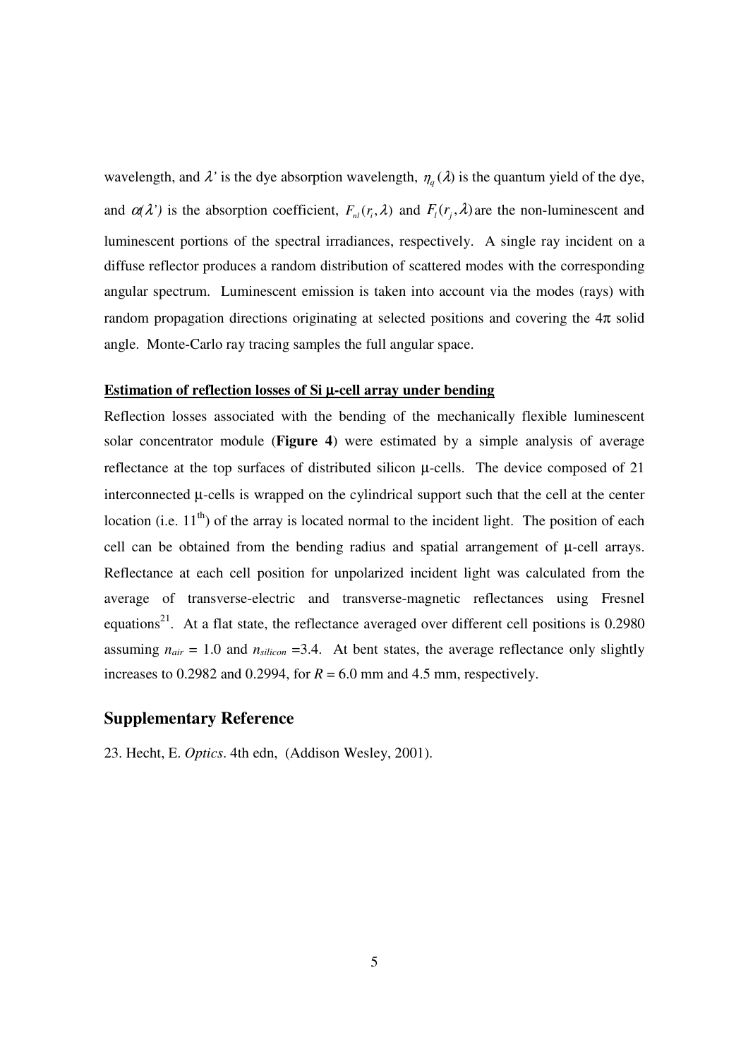wavelength, and $\lambda'$ is the dye absorption wavelength, $\eta_q(\lambda)$ is the quantum yield of the dye, and $\alpha(\lambda')$ is the absorption coefficient, $F_{nl}(r_i, \lambda)$ and $F_l(r_j, \lambda)$ are the non-luminescent and luminescent portions of the spectral irradiances, respectively. A single ray incident on a diffuse reflector produces a random distribution of scattered modes with the corresponding angular spectrum. Luminescent emission is taken into account via the modes (rays) with random propagation directions originating at selected positions and covering the $4\pi$ solid angle. Monte-Carlo ray tracing samples the full angular space.

**Estimation of reflection losses of Si μ-cell array under bending**

Reflection losses associated with the bending of the mechanically flexible luminescent solar concentrator module (**Figure 4**) were estimated by a simple analysis of average reflectance at the top surfaces of distributed silicon μ-cells. The device composed of 21 interconnected μ-cells is wrapped on the cylindrical support such that the cell at the center location (i.e. 11th) of the array is located normal to the incident light. The position of each cell can be obtained from the bending radius and spatial arrangement of μ-cell arrays. Reflectance at each cell position for unpolarized incident light was calculated from the average of transverse-electric and transverse-magnetic reflectances using Fresnel equations[21]. At a flat state, the reflectance averaged over different cell positions is 0.2980 assuming $n_{air}$ = 1.0 and $n_{silicon}$ =3.4. At bent states, the average reflectance only slightly increases to 0.2982 and 0.2994, for $R$ = 6.0 mm and 4.5 mm, respectively.

## Supplementary Reference

23. Hecht, E. *Optics*. 4th edn, (Addison Wesley, 2001).